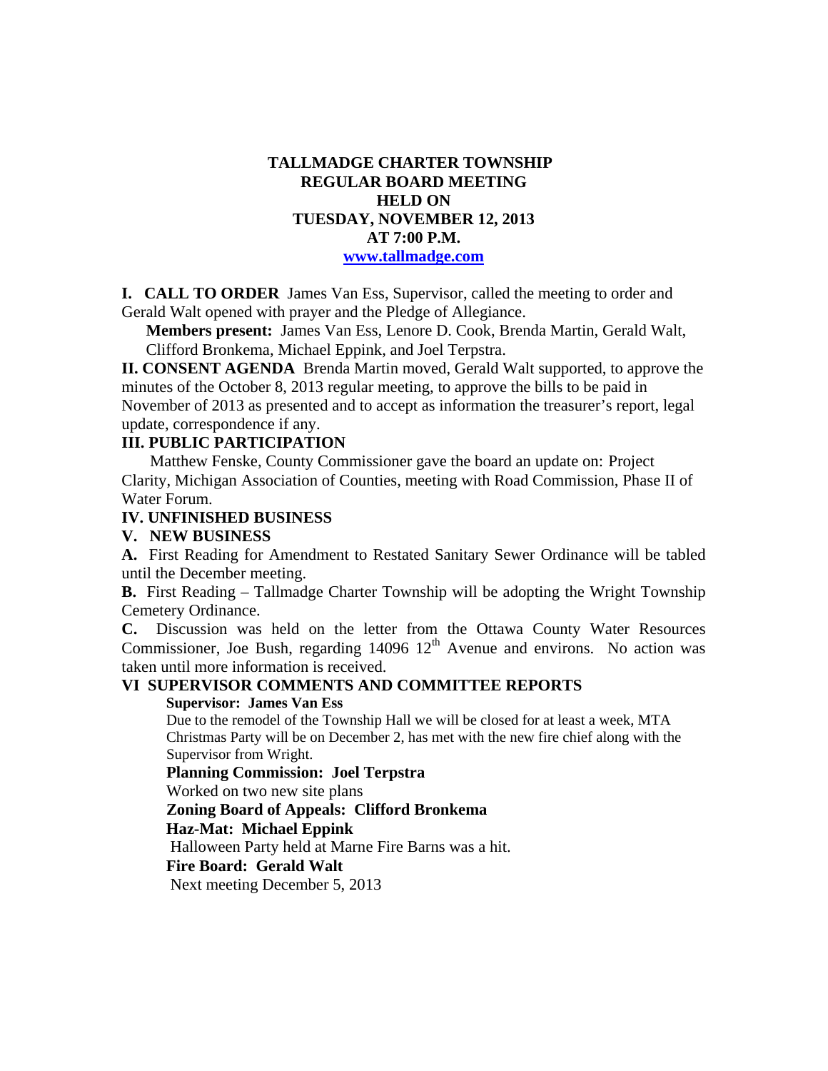**TALLMADGE CHARTER TOWNSHIP**
**REGULAR BOARD MEETING**
**HELD ON**
**TUESDAY, NOVEMBER 12, 2013**
**AT 7:00 P.M.**
**www.tallmadge.com**

**I. CALL TO ORDER** James Van Ess, Supervisor, called the meeting to order and Gerald Walt opened with prayer and the Pledge of Allegiance.

**Members present:** James Van Ess, Lenore D. Cook, Brenda Martin, Gerald Walt, Clifford Bronkema, Michael Eppink, and Joel Terpstra.

**II. CONSENT AGENDA** Brenda Martin moved, Gerald Walt supported, to approve the minutes of the October 8, 2013 regular meeting, to approve the bills to be paid in November of 2013 as presented and to accept as information the treasurer's report, legal update, correspondence if any.

**III. PUBLIC PARTICIPATION**

Matthew Fenske, County Commissioner gave the board an update on: Project Clarity, Michigan Association of Counties, meeting with Road Commission, Phase II of Water Forum.

**IV. UNFINISHED BUSINESS**

**V. NEW BUSINESS**

**A.** First Reading for Amendment to Restated Sanitary Sewer Ordinance will be tabled until the December meeting.

**B.** First Reading – Tallmadge Charter Township will be adopting the Wright Township Cemetery Ordinance.

**C.** Discussion was held on the letter from the Ottawa County Water Resources Commissioner, Joe Bush, regarding 14096 12th Avenue and environs. No action was taken until more information is received.

**VI SUPERVISOR COMMENTS AND COMMITTEE REPORTS**

**Supervisor: James Van Ess**

Due to the remodel of the Township Hall we will be closed for at least a week, MTA Christmas Party will be on December 2, has met with the new fire chief along with the Supervisor from Wright.

**Planning Commission: Joel Terpstra**

Worked on two new site plans

**Zoning Board of Appeals: Clifford Bronkema**

**Haz-Mat: Michael Eppink**

Halloween Party held at Marne Fire Barns was a hit.

**Fire Board: Gerald Walt**

Next meeting December 5, 2013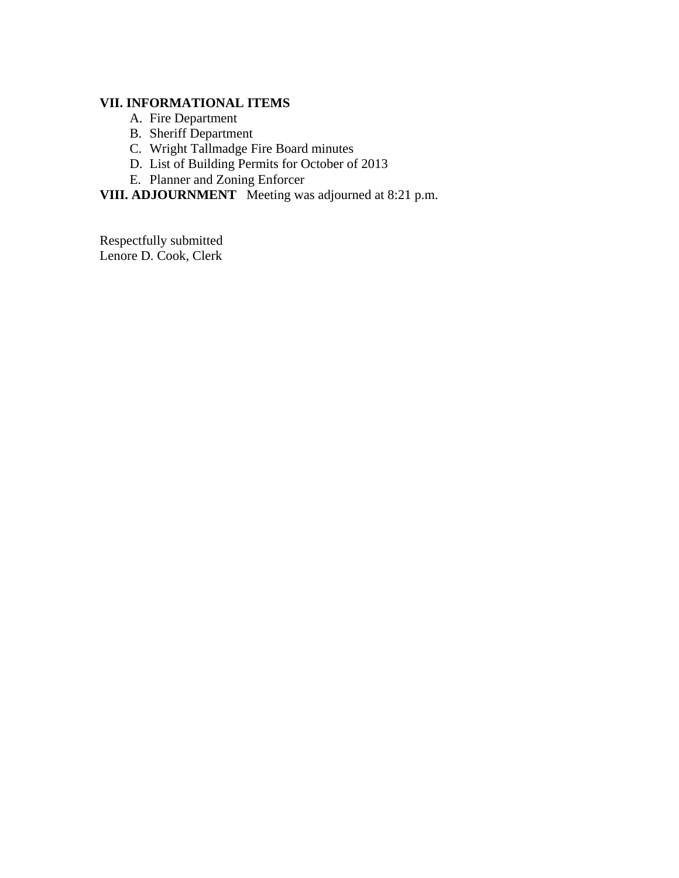**VII. INFORMATIONAL ITEMS**

A. Fire Department
B. Sheriff Department
C. Wright Tallmadge Fire Board minutes
D. List of Building Permits for October of 2013
E. Planner and Zoning Enforcer

**VIII. ADJOURNMENT** Meeting was adjourned at 8:21 p.m.

Respectfully submitted
Lenore D. Cook, Clerk